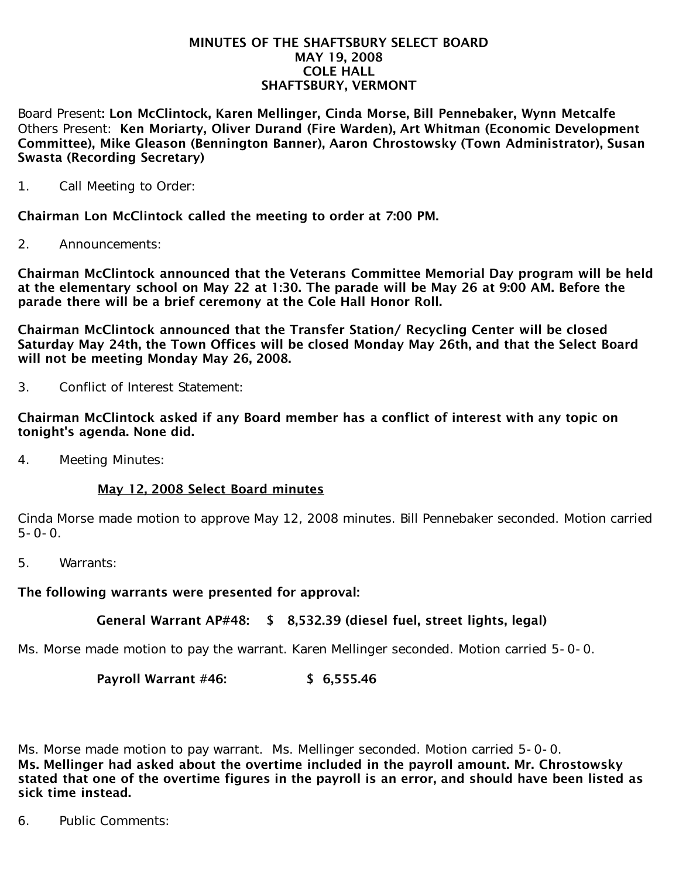# MINUTES OF THE SHAFTSBURY SELECT BOARD
## MAY 19, 2008
## COLE HALL
## SHAFTSBURY, VERMONT

Board Present: **Lon McClintock, Karen Mellinger, Cinda Morse, Bill Pennebaker, Wynn Metcalfe**
Others Present: **Ken Moriarty, Oliver Durand (Fire Warden), Art Whitman (Economic Development Committee), Mike Gleason (Bennington Banner), Aaron Chrostowsky (Town Administrator), Susan Swasta (Recording Secretary)**

1. Call Meeting to Order:

**Chairman Lon McClintock called the meeting to order at 7:00 PM.**

2. Announcements:

**Chairman McClintock announced that the Veterans Committee Memorial Day program will be held at the elementary school on May 22 at 1:30. The parade will be May 26 at 9:00 AM. Before the parade there will be a brief ceremony at the Cole Hall Honor Roll.**

**Chairman McClintock announced that the Transfer Station/ Recycling Center will be closed Saturday May 24th, the Town Offices will be closed Monday May 26th, and that the Select Board will not be meeting Monday May 26, 2008.**

3. Conflict of Interest Statement:

**Chairman McClintock asked if any Board member has a conflict of interest with any topic on tonight's agenda. None did.**

4. Meeting Minutes:

**<u>May 12, 2008 Select Board minutes</u>**

Cinda Morse made motion to approve May 12, 2008 minutes. Bill Pennebaker seconded. Motion carried 5-0-0.

5. Warrants:

**The following warrants were presented for approval:**

**General Warrant AP#48: $ 8,532.39 (diesel fuel, street lights, legal)**

Ms. Morse made motion to pay the warrant. Karen Mellinger seconded. Motion carried 5-0-0.

**Payroll Warrant #46: $ 6,555.46**

Ms. Morse made motion to pay warrant. Ms. Mellinger seconded. Motion carried 5-0-0.
**Ms. Mellinger had asked about the overtime included in the payroll amount. Mr. Chrostowsky stated that one of the overtime figures in the payroll is an error, and should have been listed as sick time instead.**

6. Public Comments: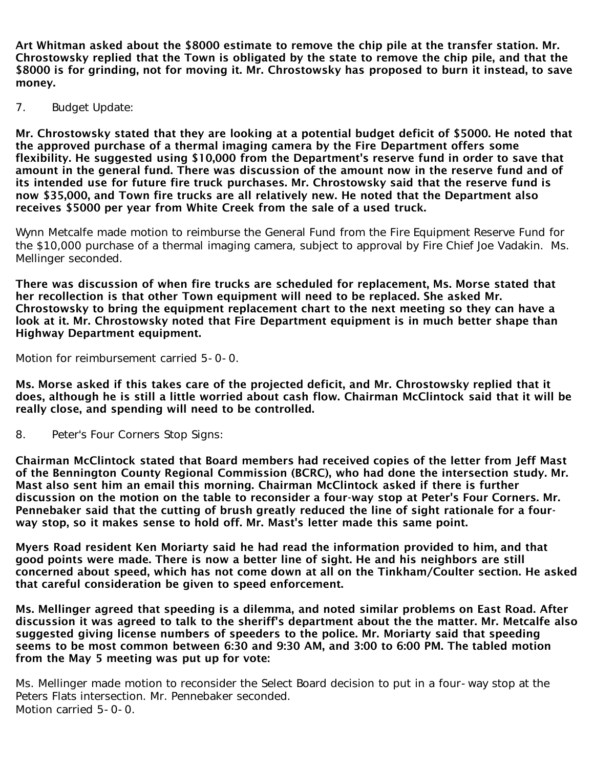**Art Whitman asked about the $8000 estimate to remove the chip pile at the transfer station. Mr. Chrostowsky replied that the Town is obligated by the state to remove the chip pile, and that the $8000 is for grinding, not for moving it. Mr. Chrostowsky has proposed to burn it instead, to save money.**

7. Budget Update:

**Mr. Chrostowsky stated that they are looking at a potential budget deficit of $5000. He noted that the approved purchase of a thermal imaging camera by the Fire Department offers some flexibility. He suggested using $10,000 from the Department's reserve fund in order to save that amount in the general fund. There was discussion of the amount now in the reserve fund and of its intended use for future fire truck purchases. Mr. Chrostowsky said that the reserve fund is now $35,000, and Town fire trucks are all relatively new. He noted that the Department also receives $5000 per year from White Creek from the sale of a used truck.**

Wynn Metcalfe made motion to reimburse the General Fund from the Fire Equipment Reserve Fund for the $10,000 purchase of a thermal imaging camera, subject to approval by Fire Chief Joe Vadakin. Ms. Mellinger seconded.

**There was discussion of when fire trucks are scheduled for replacement, Ms. Morse stated that her recollection is that other Town equipment will need to be replaced. She asked Mr. Chrostowsky to bring the equipment replacement chart to the next meeting so they can have a look at it. Mr. Chrostowsky noted that Fire Department equipment is in much better shape than Highway Department equipment.**

Motion for reimbursement carried 5-0-0.

**Ms. Morse asked if this takes care of the projected deficit, and Mr. Chrostowsky replied that it does, although he is still a little worried about cash flow. Chairman McClintock said that it will be really close, and spending will need to be controlled.**

8. Peter's Four Corners Stop Signs:

**Chairman McClintock stated that Board members had received copies of the letter from Jeff Mast of the Bennington County Regional Commission (BCRC), who had done the intersection study. Mr. Mast also sent him an email this morning. Chairman McClintock asked if there is further discussion on the motion on the table to reconsider a four-way stop at Peter's Four Corners. Mr. Pennebaker said that the cutting of brush greatly reduced the line of sight rationale for a four-way stop, so it makes sense to hold off. Mr. Mast's letter made this same point.**

**Myers Road resident Ken Moriarty said he had read the information provided to him, and that good points were made. There is now a better line of sight. He and his neighbors are still concerned about speed, which has not come down at all on the Tinkham/Coulter section. He asked that careful consideration be given to speed enforcement.**

**Ms. Mellinger agreed that speeding is a dilemma, and noted similar problems on East Road. After discussion it was agreed to talk to the sheriff's department about the the matter. Mr. Metcalfe also suggested giving license numbers of speeders to the police. Mr. Moriarty said that speeding seems to be most common between 6:30 and 9:30 AM, and 3:00 to 6:00 PM. The tabled motion from the May 5 meeting was put up for vote:**

Ms. Mellinger made motion to reconsider the Select Board decision to put in a four-way stop at the Peters Flats intersection. Mr. Pennebaker seconded.
Motion carried 5-0-0.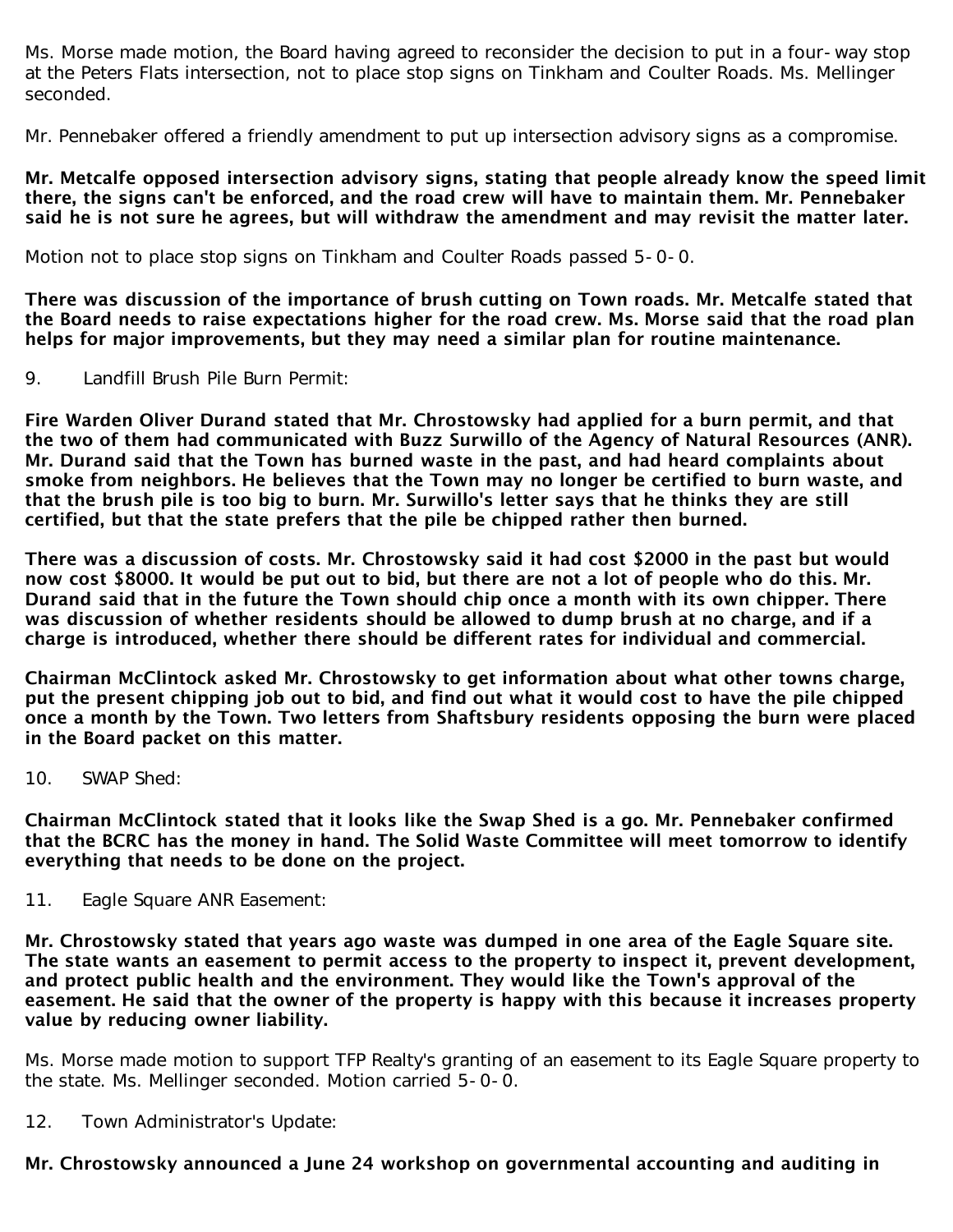Ms. Morse made motion, the Board having agreed to reconsider the decision to put in a four-way stop at the Peters Flats intersection, not to place stop signs on Tinkham and Coulter Roads. Ms. Mellinger seconded.

Mr. Pennebaker offered a friendly amendment to put up intersection advisory signs as a compromise.

**Mr. Metcalfe opposed intersection advisory signs, stating that people already know the speed limit there, the signs can't be enforced, and the road crew will have to maintain them. Mr. Pennebaker said he is not sure he agrees, but will withdraw the amendment and may revisit the matter later.**

Motion not to place stop signs on Tinkham and Coulter Roads passed 5-0-0.

**There was discussion of the importance of brush cutting on Town roads. Mr. Metcalfe stated that the Board needs to raise expectations higher for the road crew. Ms. Morse said that the road plan helps for major improvements, but they may need a similar plan for routine maintenance.**

9. Landfill Brush Pile Burn Permit:

**Fire Warden Oliver Durand stated that Mr. Chrostowsky had applied for a burn permit, and that the two of them had communicated with Buzz Surwillo of the Agency of Natural Resources (ANR). Mr. Durand said that the Town has burned waste in the past, and had heard complaints about smoke from neighbors. He believes that the Town may no longer be certified to burn waste, and that the brush pile is too big to burn. Mr. Surwillo's letter says that he thinks they are still certified, but that the state prefers that the pile be chipped rather then burned.**

**There was a discussion of costs. Mr. Chrostowsky said it had cost $2000 in the past but would now cost $8000. It would be put out to bid, but there are not a lot of people who do this. Mr. Durand said that in the future the Town should chip once a month with its own chipper. There was discussion of whether residents should be allowed to dump brush at no charge, and if a charge is introduced, whether there should be different rates for individual and commercial.**

**Chairman McClintock asked Mr. Chrostowsky to get information about what other towns charge, put the present chipping job out to bid, and find out what it would cost to have the pile chipped once a month by the Town. Two letters from Shaftsbury residents opposing the burn were placed in the Board packet on this matter.**

10. SWAP Shed:

**Chairman McClintock stated that it looks like the Swap Shed is a go. Mr. Pennebaker confirmed that the BCRC has the money in hand. The Solid Waste Committee will meet tomorrow to identify everything that needs to be done on the project.**

11. Eagle Square ANR Easement:

**Mr. Chrostowsky stated that years ago waste was dumped in one area of the Eagle Square site. The state wants an easement to permit access to the property to inspect it, prevent development, and protect public health and the environment. They would like the Town's approval of the easement. He said that the owner of the property is happy with this because it increases property value by reducing owner liability.**

Ms. Morse made motion to support TFP Realty's granting of an easement to its Eagle Square property to the state. Ms. Mellinger seconded. Motion carried 5-0-0.

12. Town Administrator's Update:

**Mr. Chrostowsky announced a June 24 workshop on governmental accounting and auditing in**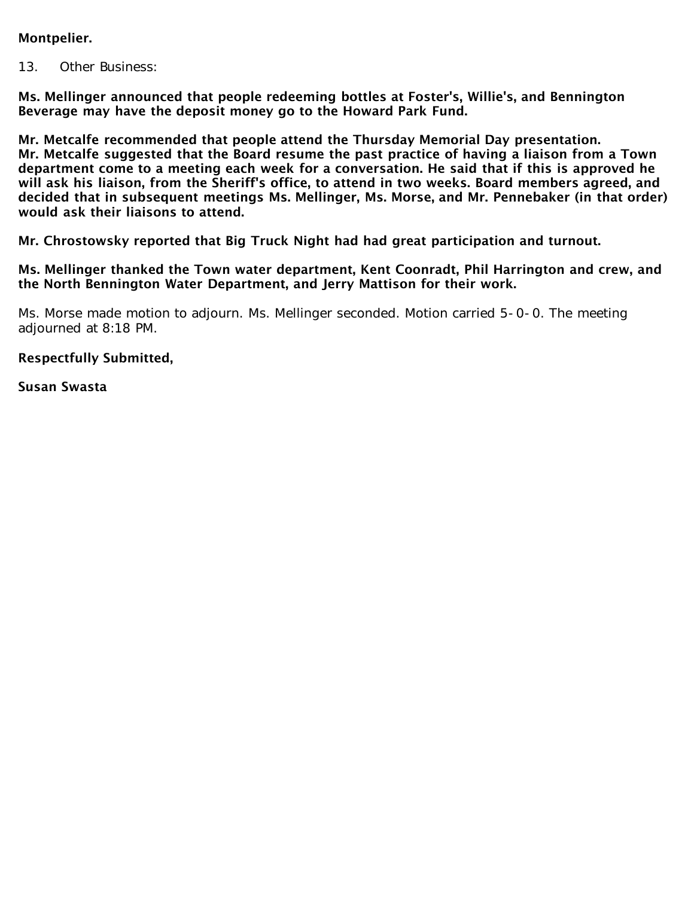**Montpelier.**

13. Other Business:

**Ms. Mellinger announced that people redeeming bottles at Foster's, Willie's, and Bennington Beverage may have the deposit money go to the Howard Park Fund.**

**Mr. Metcalfe recommended that people attend the Thursday Memorial Day presentation.**
**Mr. Metcalfe suggested that the Board resume the past practice of having a liaison from a Town department come to a meeting each week for a conversation. He said that if this is approved he will ask his liaison, from the Sheriff's office, to attend in two weeks. Board members agreed, and decided that in subsequent meetings Ms. Mellinger, Ms. Morse, and Mr. Pennebaker (in that order) would ask their liaisons to attend.**

**Mr. Chrostowsky reported that Big Truck Night had had great participation and turnout.**

**Ms. Mellinger thanked the Town water department, Kent Coonradt, Phil Harrington and crew, and the North Bennington Water Department, and Jerry Mattison for their work.**

Ms. Morse made motion to adjourn. Ms. Mellinger seconded. Motion carried 5-0-0. The meeting adjourned at 8:18 PM.

**Respectfully Submitted,**

**Susan Swasta**